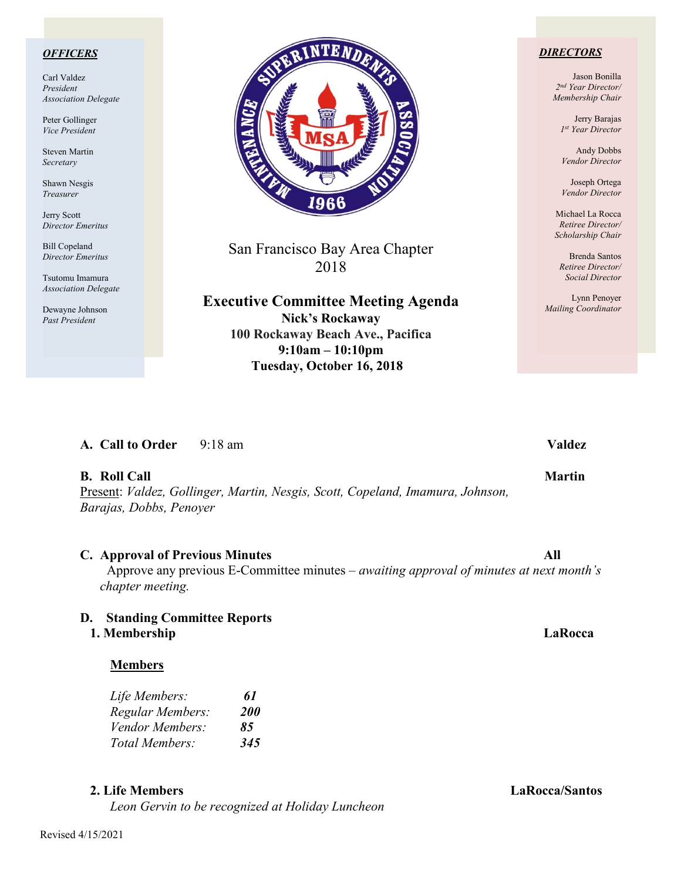**OFFICERS**

Carl Valdez
*President*
*Association Delegate*

Peter Gollinger
*Vice President*

Steven Martin
*Secretary*

Shawn Nesgis
*Treasurer*

Jerry Scott
*Director Emeritus*

Bill Copeland
*Director Emeritus*

Tsutomu Imamura
*Association Delegate*

Dewayne Johnson
*Past President*

San Francisco Bay Area Chapter
2018

# Executive Committee Meeting Agenda

**Nick's Rockaway**
**100 Rockaway Beach Ave., Pacifica**
**9:10am – 10:10pm**
**Tuesday, October 16, 2018**

**DIRECTORS**

Jason Bonilla
*2nd Year Director/*
*Membership Chair*

Jerry Barajas
*1st Year Director*

Andy Dobbs
*Vendor Director*

Joseph Ortega
*Vendor Director*

Michael La Rocca
*Retiree Director/*
*Scholarship Chair*

Brenda Santos
*Retiree Director/*
*Social Director*

Lynn Penoyer
*Mailing Coordinator*

**A. Call to Order** 9:18 am **Valdez**

**B. Roll Call** **Martin**

Present: *Valdez, Gollinger, Martin, Nesgis, Scott, Copeland, Imamura, Johnson, Barajas, Dobbs, Penoyer*

**C. Approval of Previous Minutes** **All**

Approve any previous E-Committee minutes – *awaiting approval of minutes at next month's chapter meeting.*

**D. Standing Committee Reports**

**1. Membership** **LaRocca**

**Members**

| | |
|---|---|
| *Life Members:* | ***61*** |
| *Regular Members:* | ***200*** |
| *Vendor Members:* | ***85*** |
| *Total Members:* | ***345*** |

**2. Life Members** **LaRocca/Santos**

*Leon Gervin to be recognized at Holiday Luncheon*

Revised 4/15/2021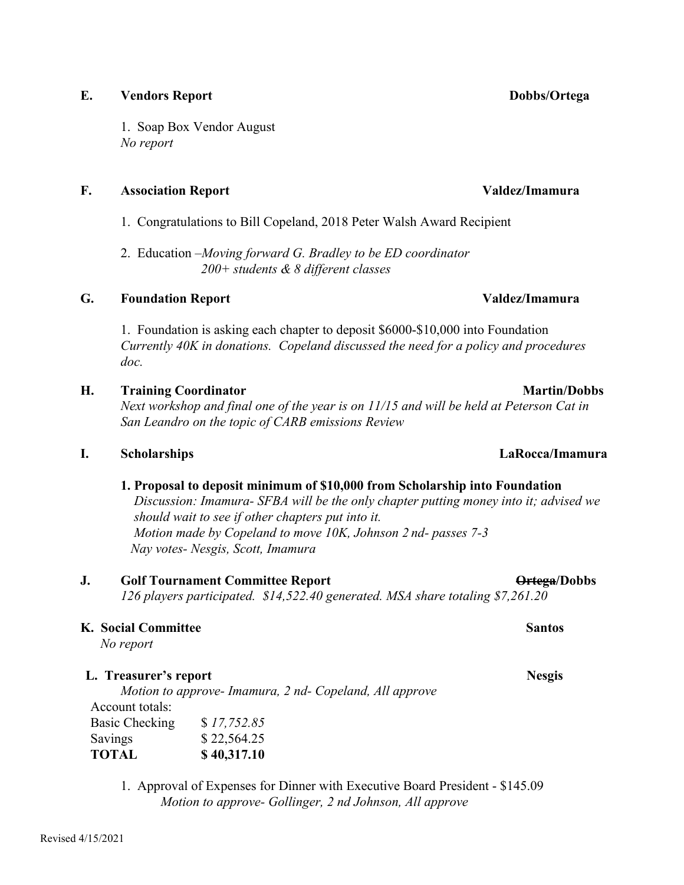**E. Vendors Report** **Dobbs/Ortega**

1. Soap Box Vendor August
*No report*

**F. Association Report** **Valdez/Imamura**

1. Congratulations to Bill Copeland, 2018 Peter Walsh Award Recipient

2. Education –*Moving forward G. Bradley to be ED coordinator*
*200+ students & 8 different classes*

**G. Foundation Report** **Valdez/Imamura**

1. Foundation is asking each chapter to deposit $6000-$10,000 into Foundation
*Currently 40K in donations. Copeland discussed the need for a policy and procedures doc.*

**H. Training Coordinator** **Martin/Dobbs**
*Next workshop and final one of the year is on 11/15 and will be held at Peterson Cat in San Leandro on the topic of CARB emissions Review*

**I. Scholarships** **LaRocca/Imamura**

**1. Proposal to deposit minimum of $10,000 from Scholarship into Foundation**
*Discussion: Imamura- SFBA will be the only chapter putting money into it; advised we should wait to see if other chapters put into it.*
*Motion made by Copeland to move 10K, Johnson 2 nd- passes 7-3*
*Nay votes- Nesgis, Scott, Imamura*

**J. Golf Tournament Committee Report** **~~Ortega~~/Dobbs**
*126 players participated. $14,522.40 generated. MSA share totaling $7,261.20*

**K. Social Committee** **Santos**
*No report*

**L. Treasurer's report** **Nesgis**
*Motion to approve- Imamura, 2 nd- Copeland, All approve*

Account totals:

| | |
|---|---|
| Basic Checking | $ *17,752.85* |
| Savings | $ 22,564.25 |
| **TOTAL** | **$ 40,317.10** |

1. Approval of Expenses for Dinner with Executive Board President - $145.09
*Motion to approve- Gollinger, 2 nd Johnson, All approve*

Revised 4/15/2021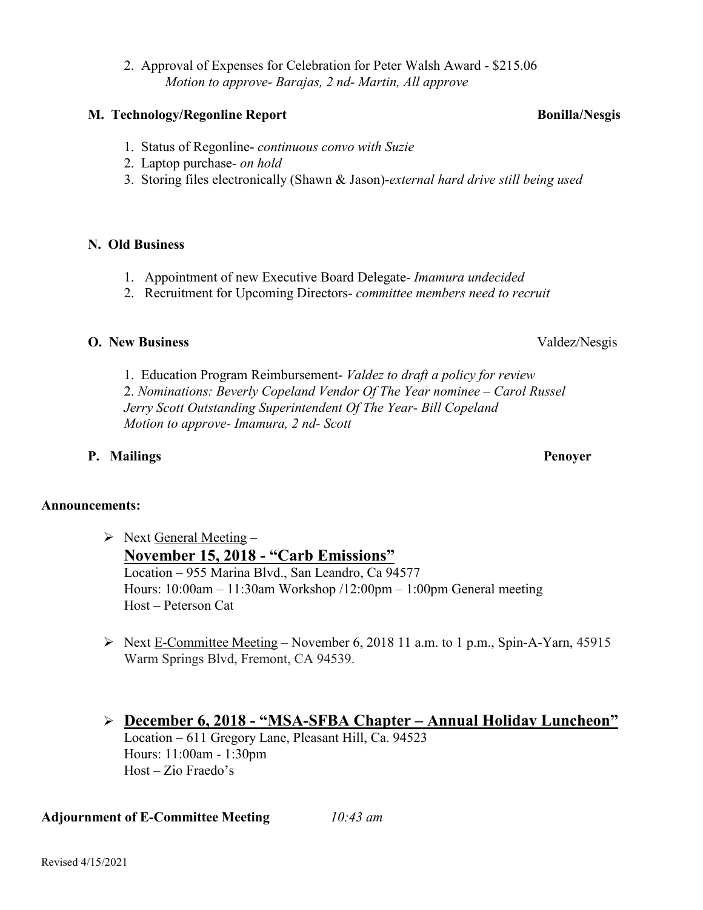2. Approval of Expenses for Celebration for Peter Walsh Award - $215.06
   *Motion to approve- Barajas, 2 nd- Martin, All approve*

**M. Technology/Regonline Report** **Bonilla/Nesgis**

1. Status of Regonline- *continuous convo with Suzie*
2. Laptop purchase- *on hold*
3. Storing files electronically (Shawn & Jason)-*external hard drive still being used*

**N. Old Business**

1. Appointment of new Executive Board Delegate- *Imamura undecided*
2. Recruitment for Upcoming Directors- *committee members need to recruit*

**O. New Business** Valdez/Nesgis

1. Education Program Reimbursement- *Valdez to draft a policy for review*
2. *Nominations: Beverly Copeland Vendor Of The Year nominee – Carol Russel*
   *Jerry Scott Outstanding Superintendent Of The Year- Bill Copeland*
   *Motion to approve- Imamura, 2 nd- Scott*

**P. Mailings** **Penoyer**

**Announcements:**

- Next General Meeting –
  **November 15, 2018 - "Carb Emissions"**
  Location – 955 Marina Blvd., San Leandro, Ca 94577
  Hours: 10:00am – 11:30am Workshop /12:00pm – 1:00pm General meeting
  Host – Peterson Cat

- Next E-Committee Meeting – November 6, 2018 11 a.m. to 1 p.m., Spin-A-Yarn, 45915 Warm Springs Blvd, Fremont, CA 94539.

- **December 6, 2018 - "MSA-SFBA Chapter – Annual Holiday Luncheon"**
  Location – 611 Gregory Lane, Pleasant Hill, Ca. 94523
  Hours: 11:00am - 1:30pm
  Host – Zio Fraedo's

**Adjournment of E-Committee Meeting** *10:43 am*

Revised 4/15/2021